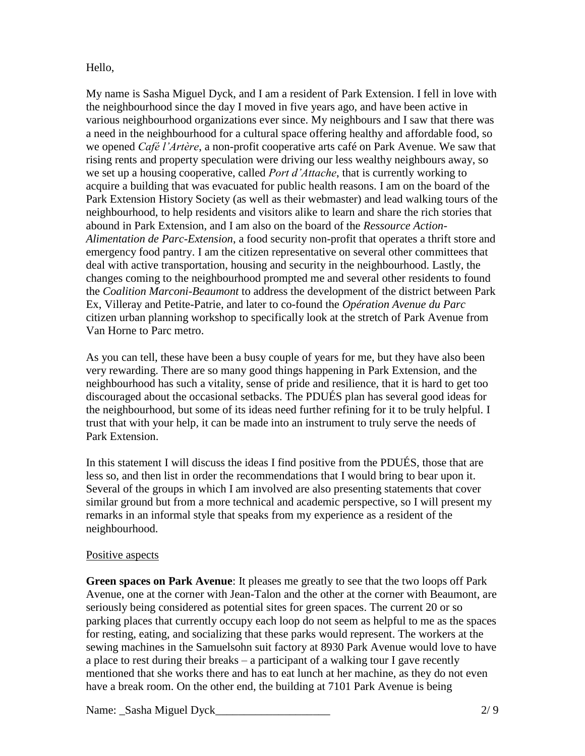Hello,

My name is Sasha Miguel Dyck, and I am a resident of Park Extension. I fell in love with the neighbourhood since the day I moved in five years ago, and have been active in various neighbourhood organizations ever since. My neighbours and I saw that there was a need in the neighbourhood for a cultural space offering healthy and affordable food, so we opened *Café l'Artère*, a non-profit cooperative arts café on Park Avenue. We saw that rising rents and property speculation were driving our less wealthy neighbours away, so we set up a housing cooperative, called *Port d'Attache*, that is currently working to acquire a building that was evacuated for public health reasons. I am on the board of the Park Extension History Society (as well as their webmaster) and lead walking tours of the neighbourhood, to help residents and visitors alike to learn and share the rich stories that abound in Park Extension, and I am also on the board of the *Ressource Action-Alimentation de Parc-Extension*, a food security non-profit that operates a thrift store and emergency food pantry. I am the citizen representative on several other committees that deal with active transportation, housing and security in the neighbourhood. Lastly, the changes coming to the neighbourhood prompted me and several other residents to found the *Coalition Marconi-Beaumont* to address the development of the district between Park Ex, Villeray and Petite-Patrie, and later to co-found the *Opération Avenue du Parc* citizen urban planning workshop to specifically look at the stretch of Park Avenue from Van Horne to Parc metro.

As you can tell, these have been a busy couple of years for me, but they have also been very rewarding. There are so many good things happening in Park Extension, and the neighbourhood has such a vitality, sense of pride and resilience, that it is hard to get too discouraged about the occasional setbacks. The PDUÉS plan has several good ideas for the neighbourhood, but some of its ideas need further refining for it to be truly helpful. I trust that with your help, it can be made into an instrument to truly serve the needs of Park Extension.

In this statement I will discuss the ideas I find positive from the PDUÉS, those that are less so, and then list in order the recommendations that I would bring to bear upon it. Several of the groups in which I am involved are also presenting statements that cover similar ground but from a more technical and academic perspective, so I will present my remarks in an informal style that speaks from my experience as a resident of the neighbourhood.

## Positive aspects

**Green spaces on Park Avenue**: It pleases me greatly to see that the two loops off Park Avenue, one at the corner with Jean-Talon and the other at the corner with Beaumont, are seriously being considered as potential sites for green spaces. The current 20 or so parking places that currently occupy each loop do not seem as helpful to me as the spaces for resting, eating, and socializing that these parks would represent. The workers at the sewing machines in the Samuelsohn suit factory at 8930 Park Avenue would love to have a place to rest during their breaks – a participant of a walking tour I gave recently mentioned that she works there and has to eat lunch at her machine, as they do not even have a break room. On the other end, the building at 7101 Park Avenue is being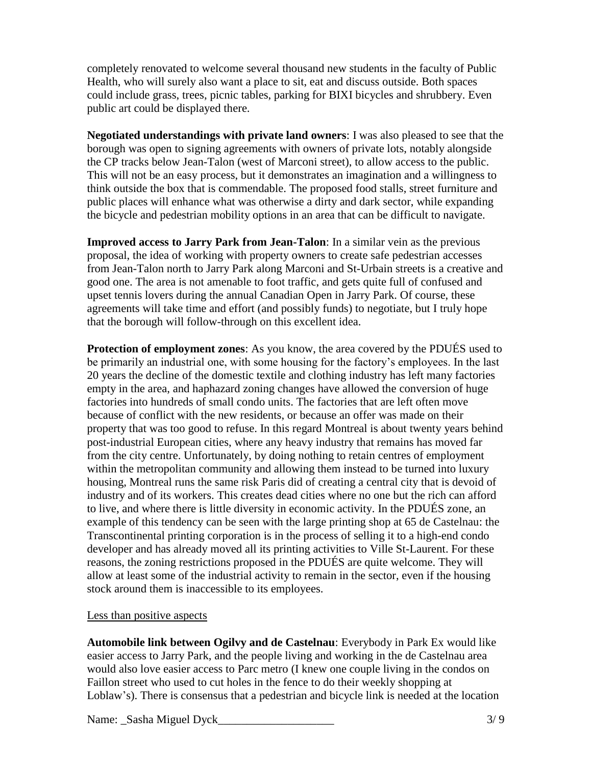completely renovated to welcome several thousand new students in the faculty of Public Health, who will surely also want a place to sit, eat and discuss outside. Both spaces could include grass, trees, picnic tables, parking for BIXI bicycles and shrubbery. Even public art could be displayed there.

**Negotiated understandings with private land owners**: I was also pleased to see that the borough was open to signing agreements with owners of private lots, notably alongside the CP tracks below Jean-Talon (west of Marconi street), to allow access to the public. This will not be an easy process, but it demonstrates an imagination and a willingness to think outside the box that is commendable. The proposed food stalls, street furniture and public places will enhance what was otherwise a dirty and dark sector, while expanding the bicycle and pedestrian mobility options in an area that can be difficult to navigate.

**Improved access to Jarry Park from Jean-Talon**: In a similar vein as the previous proposal, the idea of working with property owners to create safe pedestrian accesses from Jean-Talon north to Jarry Park along Marconi and St-Urbain streets is a creative and good one. The area is not amenable to foot traffic, and gets quite full of confused and upset tennis lovers during the annual Canadian Open in Jarry Park. Of course, these agreements will take time and effort (and possibly funds) to negotiate, but I truly hope that the borough will follow-through on this excellent idea.

**Protection of employment zones**: As you know, the area covered by the PDUÉS used to be primarily an industrial one, with some housing for the factory's employees. In the last 20 years the decline of the domestic textile and clothing industry has left many factories empty in the area, and haphazard zoning changes have allowed the conversion of huge factories into hundreds of small condo units. The factories that are left often move because of conflict with the new residents, or because an offer was made on their property that was too good to refuse. In this regard Montreal is about twenty years behind post-industrial European cities, where any heavy industry that remains has moved far from the city centre. Unfortunately, by doing nothing to retain centres of employment within the metropolitan community and allowing them instead to be turned into luxury housing, Montreal runs the same risk Paris did of creating a central city that is devoid of industry and of its workers. This creates dead cities where no one but the rich can afford to live, and where there is little diversity in economic activity. In the PDUÉS zone, an example of this tendency can be seen with the large printing shop at 65 de Castelnau: the Transcontinental printing corporation is in the process of selling it to a high-end condo developer and has already moved all its printing activities to Ville St-Laurent. For these reasons, the zoning restrictions proposed in the PDUÉS are quite welcome. They will allow at least some of the industrial activity to remain in the sector, even if the housing stock around them is inaccessible to its employees.

<u>Less than positive aspects</u>

**Automobile link between Ogilvy and de Castelnau**: Everybody in Park Ex would like easier access to Jarry Park, and the people living and working in the de Castelnau area would also love easier access to Parc metro (I knew one couple living in the condos on Faillon street who used to cut holes in the fence to do their weekly shopping at Loblaw's). There is consensus that a pedestrian and bicycle link is needed at the location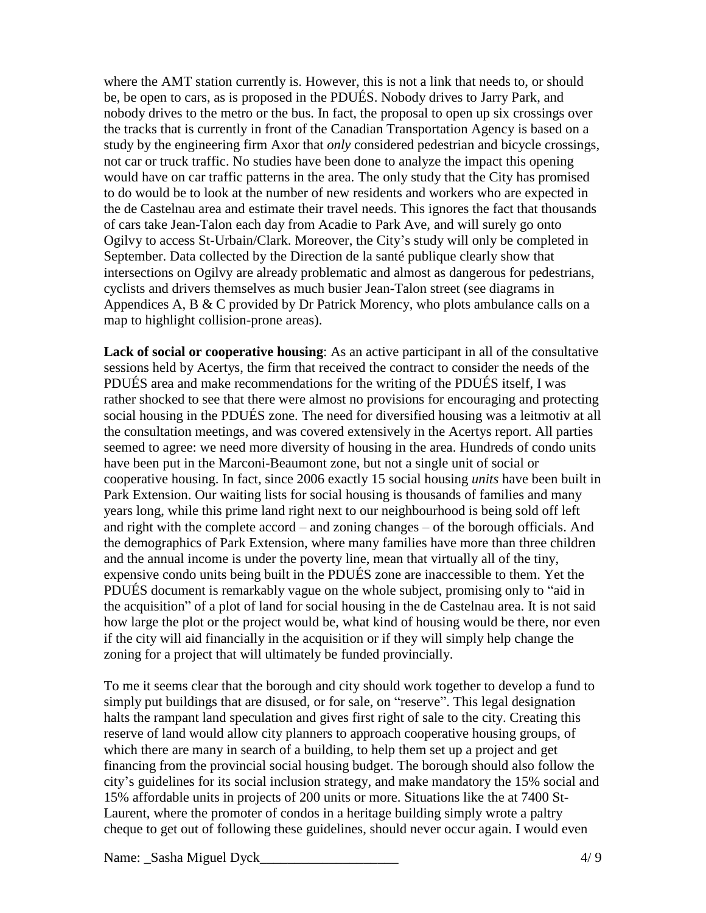where the AMT station currently is. However, this is not a link that needs to, or should be, be open to cars, as is proposed in the PDUÉS. Nobody drives to Jarry Park, and nobody drives to the metro or the bus. In fact, the proposal to open up six crossings over the tracks that is currently in front of the Canadian Transportation Agency is based on a study by the engineering firm Axor that *only* considered pedestrian and bicycle crossings, not car or truck traffic. No studies have been done to analyze the impact this opening would have on car traffic patterns in the area. The only study that the City has promised to do would be to look at the number of new residents and workers who are expected in the de Castelnau area and estimate their travel needs. This ignores the fact that thousands of cars take Jean-Talon each day from Acadie to Park Ave, and will surely go onto Ogilvy to access St-Urbain/Clark. Moreover, the City's study will only be completed in September. Data collected by the Direction de la santé publique clearly show that intersections on Ogilvy are already problematic and almost as dangerous for pedestrians, cyclists and drivers themselves as much busier Jean-Talon street (see diagrams in Appendices A, B & C provided by Dr Patrick Morency, who plots ambulance calls on a map to highlight collision-prone areas).

**Lack of social or cooperative housing**: As an active participant in all of the consultative sessions held by Acertys, the firm that received the contract to consider the needs of the PDUÉS area and make recommendations for the writing of the PDUÉS itself, I was rather shocked to see that there were almost no provisions for encouraging and protecting social housing in the PDUÉS zone. The need for diversified housing was a leitmotiv at all the consultation meetings, and was covered extensively in the Acertys report. All parties seemed to agree: we need more diversity of housing in the area. Hundreds of condo units have been put in the Marconi-Beaumont zone, but not a single unit of social or cooperative housing. In fact, since 2006 exactly 15 social housing *units* have been built in Park Extension. Our waiting lists for social housing is thousands of families and many years long, while this prime land right next to our neighbourhood is being sold off left and right with the complete accord – and zoning changes – of the borough officials. And the demographics of Park Extension, where many families have more than three children and the annual income is under the poverty line, mean that virtually all of the tiny, expensive condo units being built in the PDUÉS zone are inaccessible to them. Yet the PDUÉS document is remarkably vague on the whole subject, promising only to "aid in the acquisition" of a plot of land for social housing in the de Castelnau area. It is not said how large the plot or the project would be, what kind of housing would be there, nor even if the city will aid financially in the acquisition or if they will simply help change the zoning for a project that will ultimately be funded provincially.

To me it seems clear that the borough and city should work together to develop a fund to simply put buildings that are disused, or for sale, on "reserve". This legal designation halts the rampant land speculation and gives first right of sale to the city. Creating this reserve of land would allow city planners to approach cooperative housing groups, of which there are many in search of a building, to help them set up a project and get financing from the provincial social housing budget. The borough should also follow the city's guidelines for its social inclusion strategy, and make mandatory the 15% social and 15% affordable units in projects of 200 units or more. Situations like the at 7400 St-Laurent, where the promoter of condos in a heritage building simply wrote a paltry cheque to get out of following these guidelines, should never occur again. I would even

Name: _Sasha Miguel Dyck____________________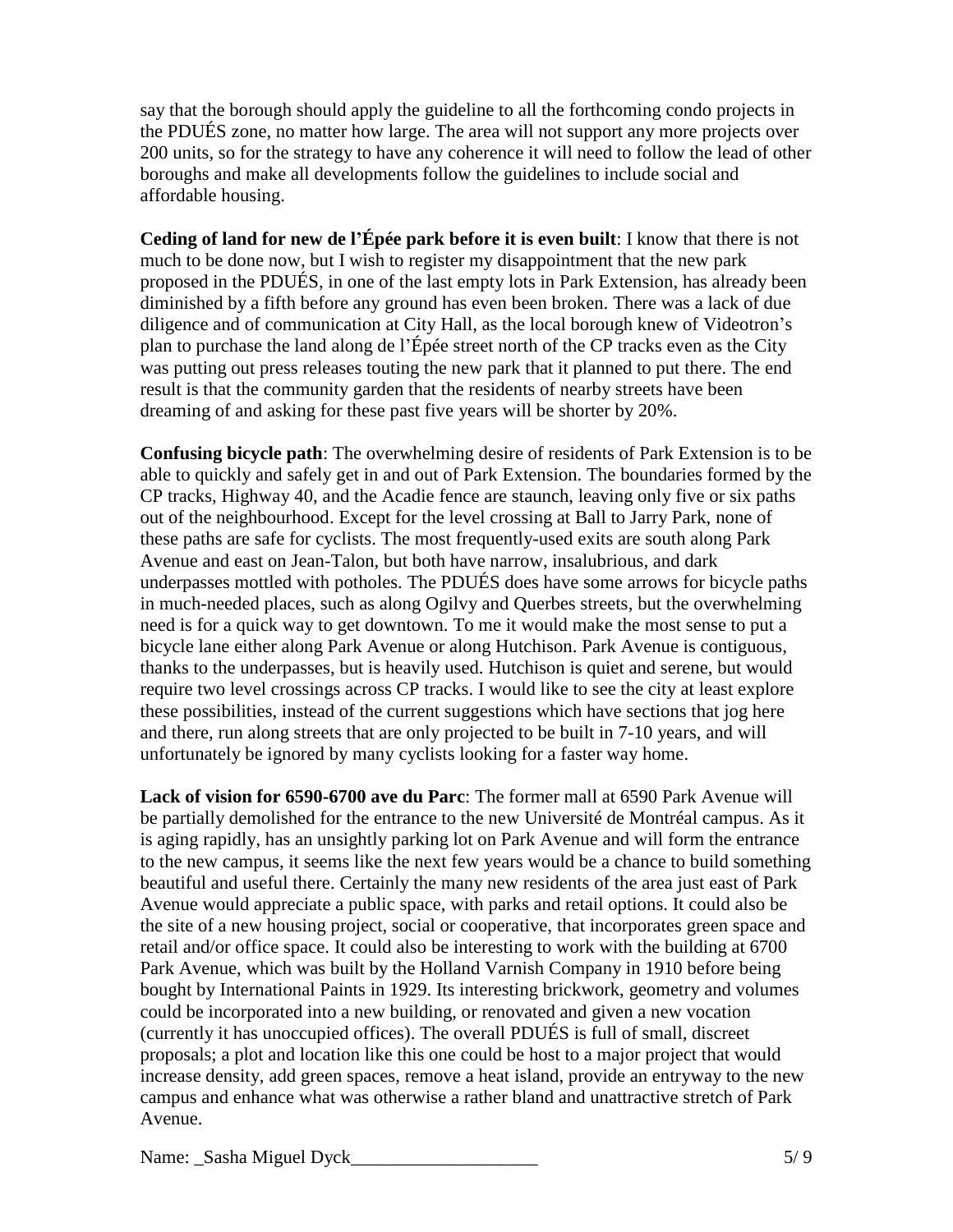say that the borough should apply the guideline to all the forthcoming condo projects in the PDUÉS zone, no matter how large. The area will not support any more projects over 200 units, so for the strategy to have any coherence it will need to follow the lead of other boroughs and make all developments follow the guidelines to include social and affordable housing.

**Ceding of land for new de l'Épée park before it is even built**: I know that there is not much to be done now, but I wish to register my disappointment that the new park proposed in the PDUÉS, in one of the last empty lots in Park Extension, has already been diminished by a fifth before any ground has even been broken. There was a lack of due diligence and of communication at City Hall, as the local borough knew of Videotron's plan to purchase the land along de l'Épée street north of the CP tracks even as the City was putting out press releases touting the new park that it planned to put there. The end result is that the community garden that the residents of nearby streets have been dreaming of and asking for these past five years will be shorter by 20%.

**Confusing bicycle path**: The overwhelming desire of residents of Park Extension is to be able to quickly and safely get in and out of Park Extension. The boundaries formed by the CP tracks, Highway 40, and the Acadie fence are staunch, leaving only five or six paths out of the neighbourhood. Except for the level crossing at Ball to Jarry Park, none of these paths are safe for cyclists. The most frequently-used exits are south along Park Avenue and east on Jean-Talon, but both have narrow, insalubrious, and dark underpasses mottled with potholes. The PDUÉS does have some arrows for bicycle paths in much-needed places, such as along Ogilvy and Querbes streets, but the overwhelming need is for a quick way to get downtown. To me it would make the most sense to put a bicycle lane either along Park Avenue or along Hutchison. Park Avenue is contiguous, thanks to the underpasses, but is heavily used. Hutchison is quiet and serene, but would require two level crossings across CP tracks. I would like to see the city at least explore these possibilities, instead of the current suggestions which have sections that jog here and there, run along streets that are only projected to be built in 7-10 years, and will unfortunately be ignored by many cyclists looking for a faster way home.

**Lack of vision for 6590-6700 ave du Parc**: The former mall at 6590 Park Avenue will be partially demolished for the entrance to the new Université de Montréal campus. As it is aging rapidly, has an unsightly parking lot on Park Avenue and will form the entrance to the new campus, it seems like the next few years would be a chance to build something beautiful and useful there. Certainly the many new residents of the area just east of Park Avenue would appreciate a public space, with parks and retail options. It could also be the site of a new housing project, social or cooperative, that incorporates green space and retail and/or office space. It could also be interesting to work with the building at 6700 Park Avenue, which was built by the Holland Varnish Company in 1910 before being bought by International Paints in 1929. Its interesting brickwork, geometry and volumes could be incorporated into a new building, or renovated and given a new vocation (currently it has unoccupied offices). The overall PDUÉS is full of small, discreet proposals; a plot and location like this one could be host to a major project that would increase density, add green spaces, remove a heat island, provide an entryway to the new campus and enhance what was otherwise a rather bland and unattractive stretch of Park Avenue.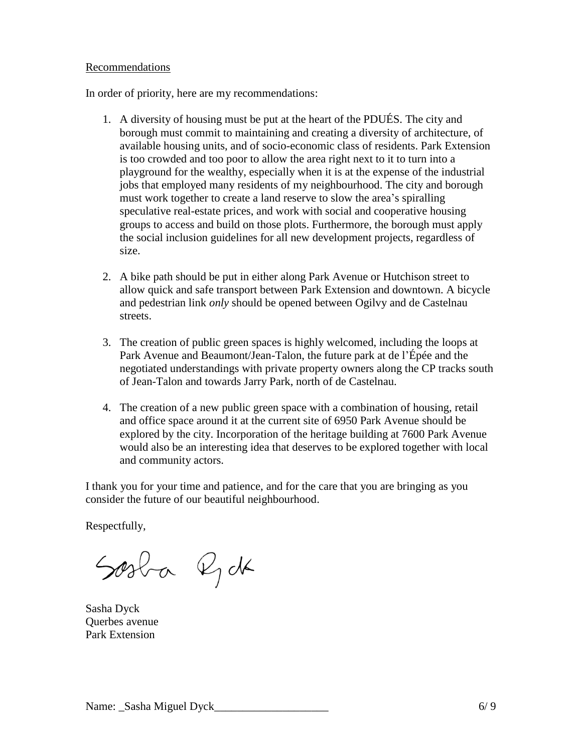Recommendations

In order of priority, here are my recommendations:

1. A diversity of housing must be put at the heart of the PDUÉS. The city and borough must commit to maintaining and creating a diversity of architecture, of available housing units, and of socio-economic class of residents. Park Extension is too crowded and too poor to allow the area right next to it to turn into a playground for the wealthy, especially when it is at the expense of the industrial jobs that employed many residents of my neighbourhood. The city and borough must work together to create a land reserve to slow the area's spiralling speculative real-estate prices, and work with social and cooperative housing groups to access and build on those plots. Furthermore, the borough must apply the social inclusion guidelines for all new development projects, regardless of size.

2. A bike path should be put in either along Park Avenue or Hutchison street to allow quick and safe transport between Park Extension and downtown. A bicycle and pedestrian link *only* should be opened between Ogilvy and de Castelnau streets.

3. The creation of public green spaces is highly welcomed, including the loops at Park Avenue and Beaumont/Jean-Talon, the future park at de l'Épée and the negotiated understandings with private property owners along the CP tracks south of Jean-Talon and towards Jarry Park, north of de Castelnau.

4. The creation of a new public green space with a combination of housing, retail and office space around it at the current site of 6950 Park Avenue should be explored by the city. Incorporation of the heritage building at 7600 Park Avenue would also be an interesting idea that deserves to be explored together with local and community actors.

I thank you for your time and patience, and for the care that you are bringing as you consider the future of our beautiful neighbourhood.

Respectfully,

Sasha Dyck

Sasha Dyck
Querbes avenue
Park Extension

Name: _Sasha Miguel Dyck____________________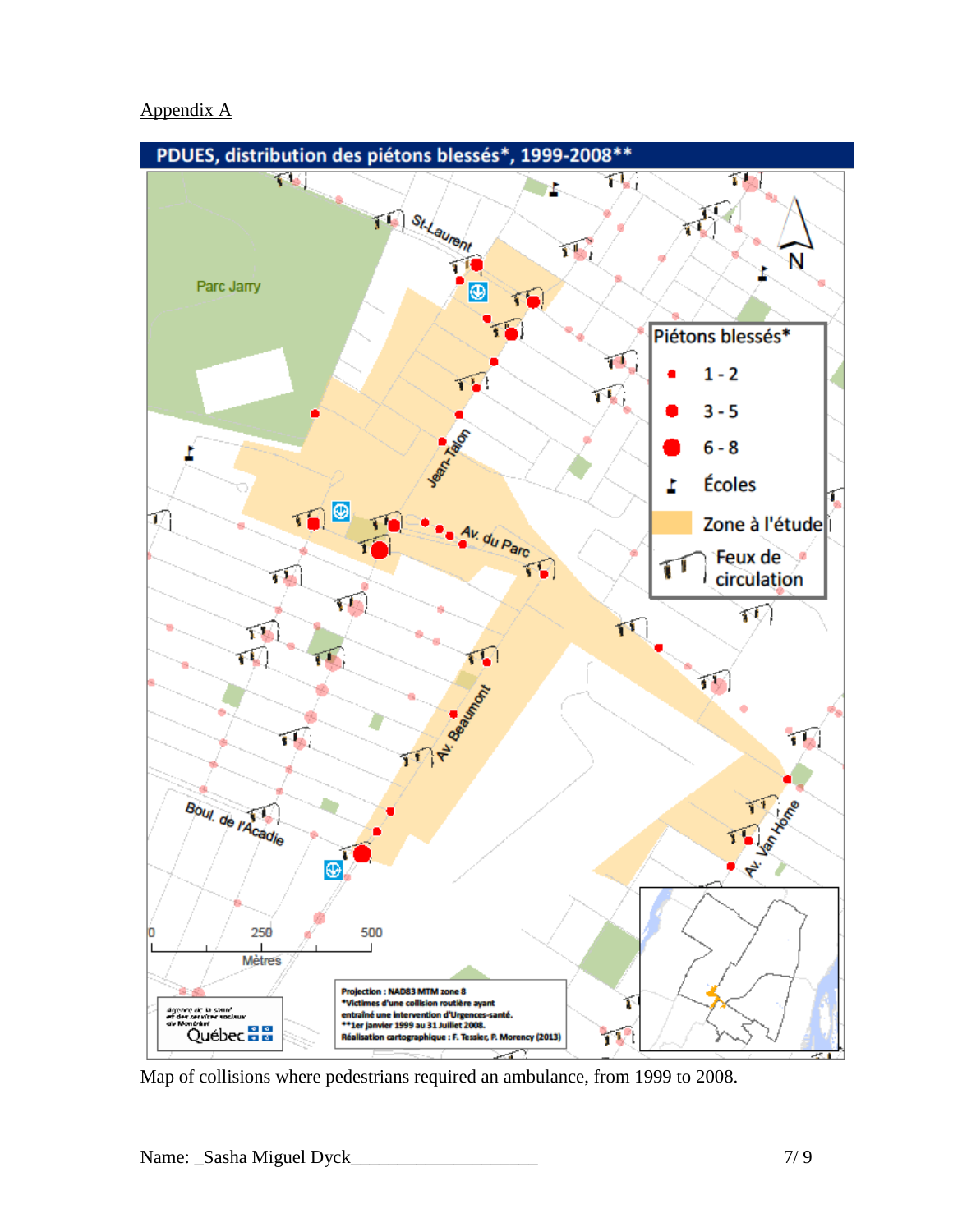Appendix A

**PDUES, distribution des piétons blessés*, 1999-2008****

Parc Jarry

St-Laurent

Jean-Talon

Av. du Parc

Av. Beaumont

Boul. de l'Acadie

Av. Van Horne

N

Piétons blessés*

- 1 - 2
- 3 - 5
- 6 - 8
- Écoles
- Zone à l'étude
- Feux de circulation

0 250 500

Mètres

Projection : NAD83 MTM zone 8
*Victimes d'une collision routière ayant entraîné une intervention d'Urgences-santé.
**1er janvier 1999 au 31 Juillet 2008.
Réalisation cartographique : F. Tessier, P. Morency (2013)

Agence de la santé et des services sociaux de Montréal
Québec

Map of collisions where pedestrians required an ambulance, from 1999 to 2008.

Name: _Sasha Miguel Dyck____________________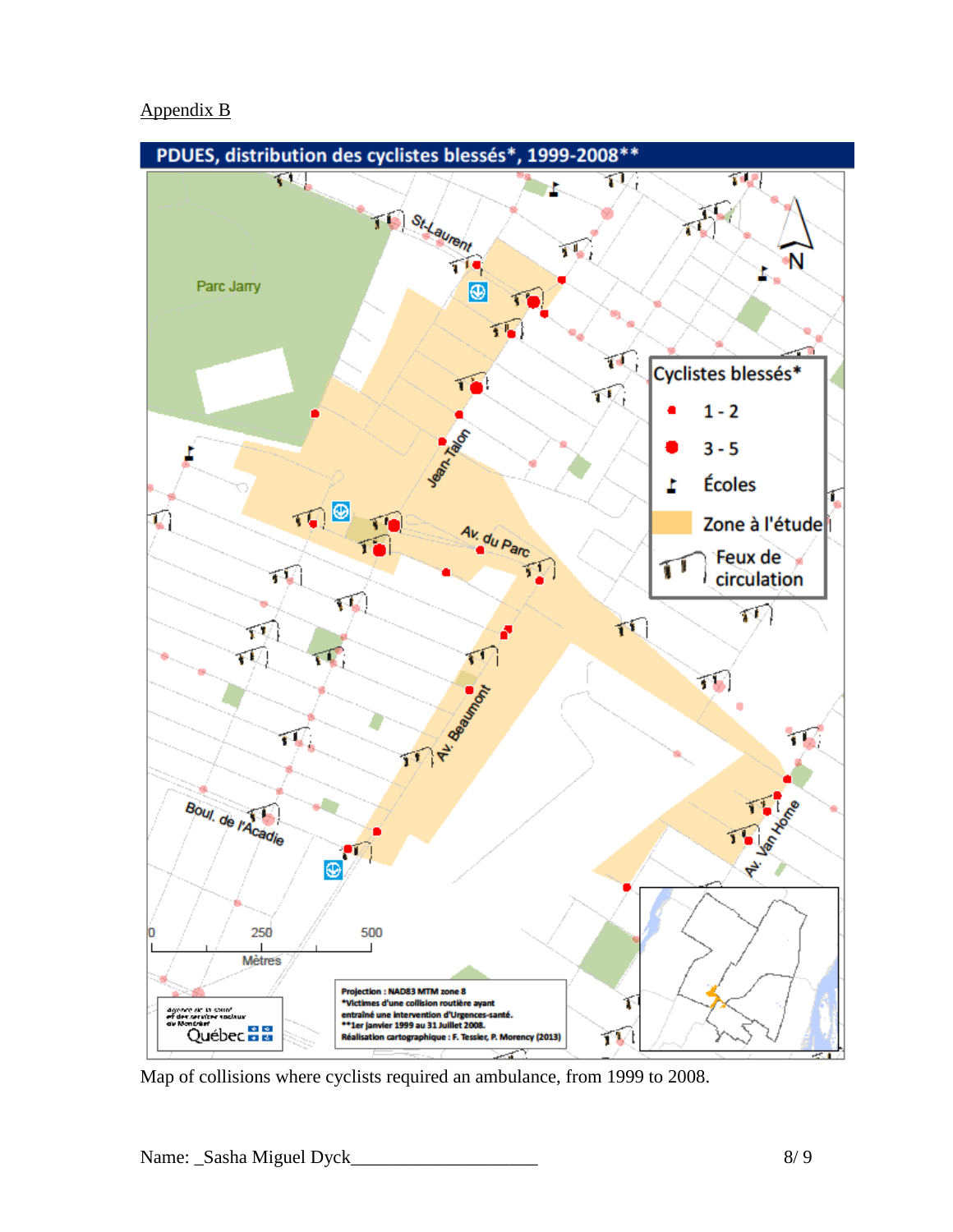Appendix B

PDUES, distribution des cyclistes blessés*, 1999-2008**

Cyclistes blessés*

- 1 - 2
- 3 - 5
- Écoles
- Zone à l'étude
- Feux de circulation

Projection : NAD83 MTM zone 8
*Victimes d'une collision routière ayant entraîné une intervention d'Urgences-santé.
**1er janvier 1999 au 31 juillet 2008.
Réalisation cartographique : F. Tessier, P. Morency (2013)

Map of collisions where cyclists required an ambulance, from 1999 to 2008.

Name: _Sasha Miguel Dyck___________________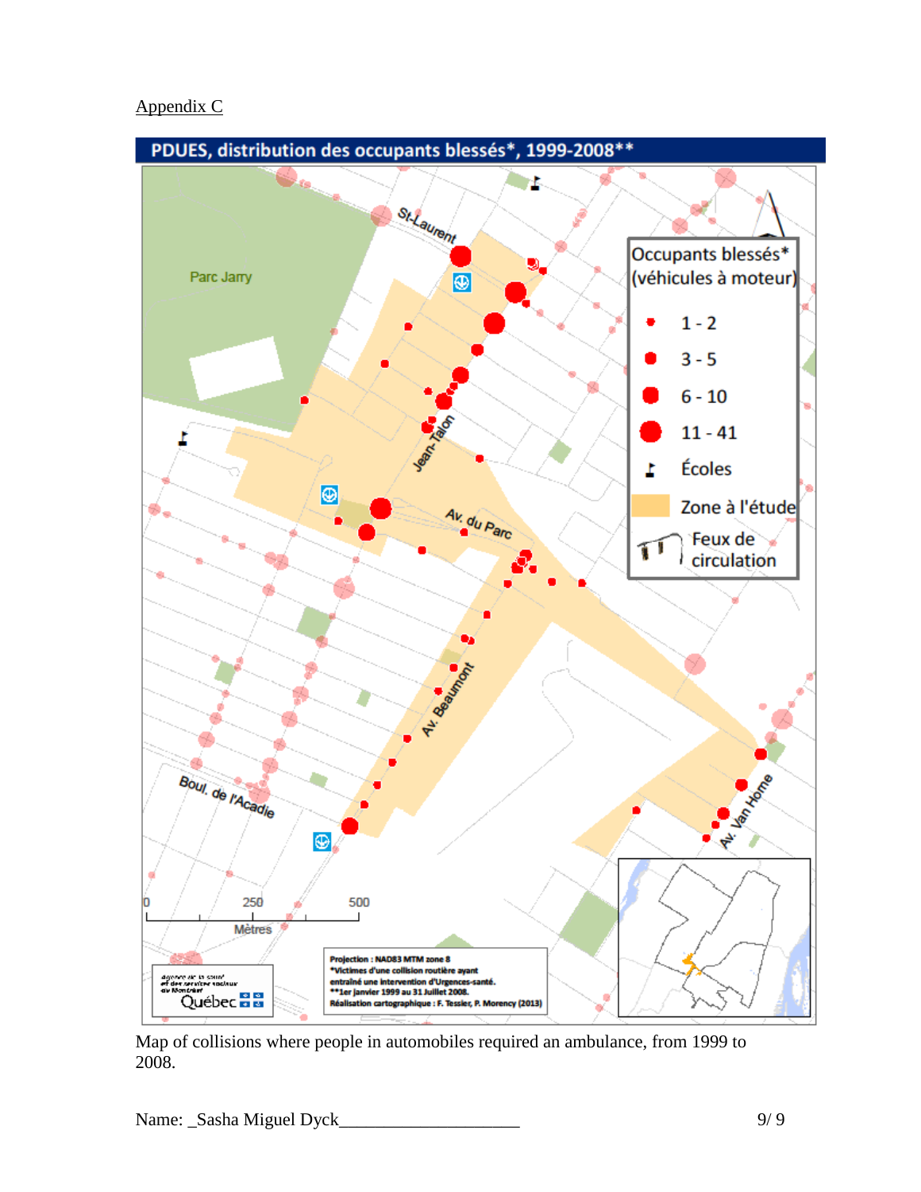Appendix C

PDUES, distribution des occupants blessés*, 1999-2008**

Parc Jarry

St-Laurent

Jean-Talon

Av. du Parc

Av. Beaumont

Boul. de l'Acadie

Av. Van Horne

Occupants blessés* (véhicules à moteur)

1 - 2

3 - 5

6 - 10

11 - 41

Écoles

Zone à l'étude

Feux de circulation

0 250 500

Mètres

Agence de la santé et des services sociaux de Montréal

Québec

Projection : NAD83 MTM zone 8
*Victimes d'une collision routière ayant entraîné une intervention d'Urgences-santé.
**1er janvier 1999 au 31 Juillet 2008.
Réalisation cartographique : F. Tessier, P. Morency (2013)

Map of collisions where people in automobiles required an ambulance, from 1999 to 2008.

Name: _Sasha Miguel Dyck____________________